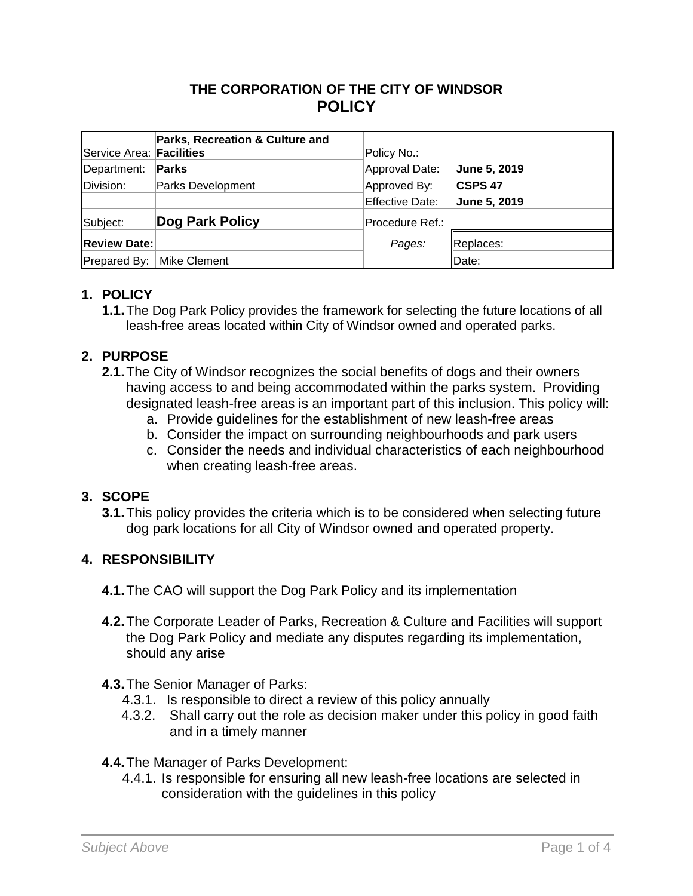# THE CORPORATION OF THE CITY OF WINDSOR
## POLICY

| | | | |
|---|---|---|---|
| Service Area: | **Parks, Recreation & Culture and Facilities** | Policy No.: | |
| Department: | **Parks** | Approval Date: | **June 5, 2019** |
| Division: | Parks Development | Approved By: | **CSPS 47** |
| | | Effective Date: | **June 5, 2019** |
| Subject: | **Dog Park Policy** | Procedure Ref.: | |
| **Review Date:** | | *Pages:* | Replaces: |
| Prepared By: | Mike Clement | | Date: |

## 1. POLICY

**1.1.** The Dog Park Policy provides the framework for selecting the future locations of all leash-free areas located within City of Windsor owned and operated parks.

## 2. PURPOSE

**2.1.** The City of Windsor recognizes the social benefits of dogs and their owners having access to and being accommodated within the parks system. Providing designated leash-free areas is an important part of this inclusion. This policy will:

a. Provide guidelines for the establishment of new leash-free areas
b. Consider the impact on surrounding neighbourhoods and park users
c. Consider the needs and individual characteristics of each neighbourhood when creating leash-free areas.

## 3. SCOPE

**3.1.** This policy provides the criteria which is to be considered when selecting future dog park locations for all City of Windsor owned and operated property.

## 4. RESPONSIBILITY

**4.1.** The CAO will support the Dog Park Policy and its implementation

**4.2.** The Corporate Leader of Parks, Recreation & Culture and Facilities will support the Dog Park Policy and mediate any disputes regarding its implementation, should any arise

**4.3.** The Senior Manager of Parks:

4.3.1. Is responsible to direct a review of this policy annually
4.3.2. Shall carry out the role as decision maker under this policy in good faith and in a timely manner

**4.4.** The Manager of Parks Development:

4.4.1. Is responsible for ensuring all new leash-free locations are selected in consideration with the guidelines in this policy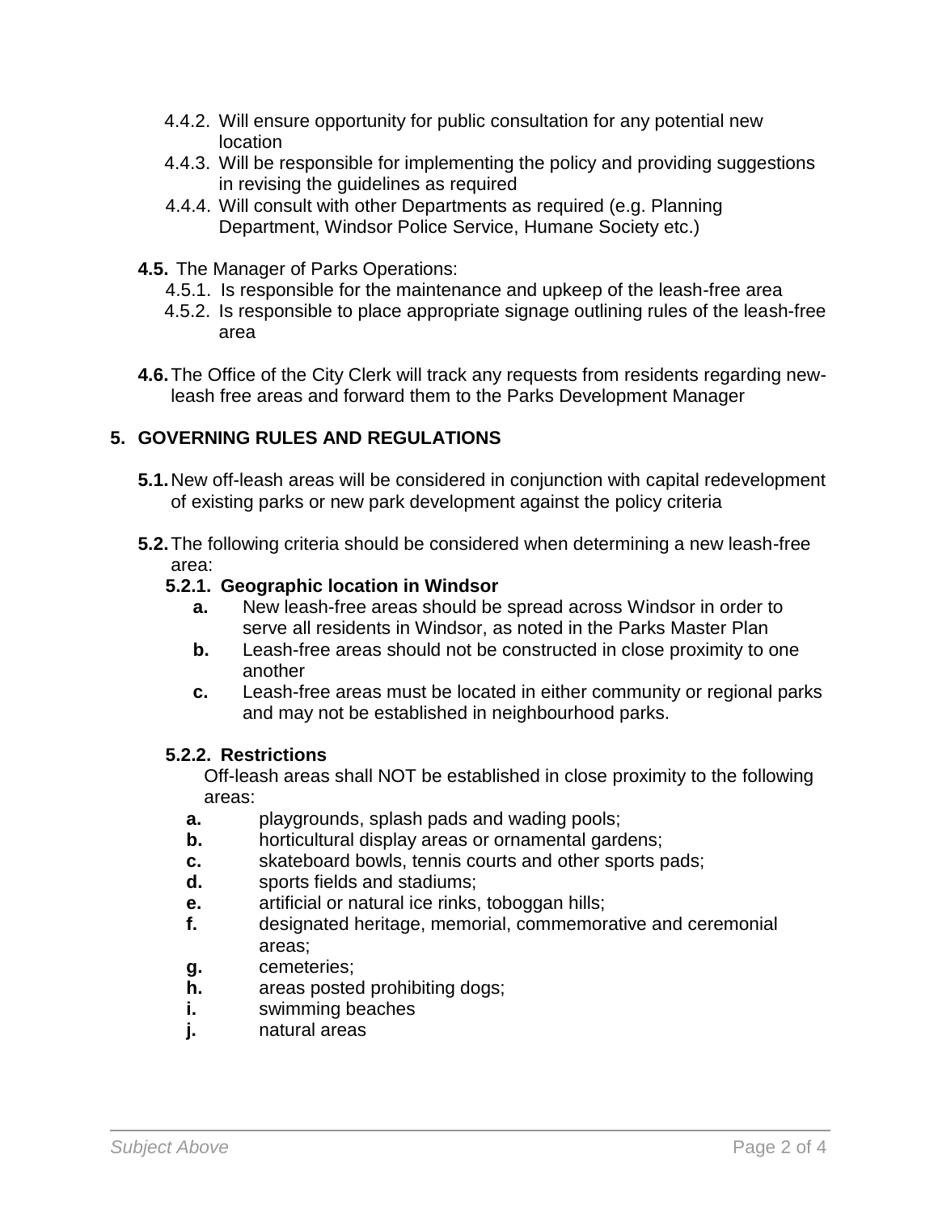4.4.2. Will ensure opportunity for public consultation for any potential new location

4.4.3. Will be responsible for implementing the policy and providing suggestions in revising the guidelines as required

4.4.4. Will consult with other Departments as required (e.g. Planning Department, Windsor Police Service, Humane Society etc.)

**4.5.** The Manager of Parks Operations:

4.5.1. Is responsible for the maintenance and upkeep of the leash-free area

4.5.2. Is responsible to place appropriate signage outlining rules of the leash-free area

**4.6.** The Office of the City Clerk will track any requests from residents regarding new-leash free areas and forward them to the Parks Development Manager

## 5. GOVERNING RULES AND REGULATIONS

**5.1.** New off-leash areas will be considered in conjunction with capital redevelopment of existing parks or new park development against the policy criteria

**5.2.** The following criteria should be considered when determining a new leash-free area:

### 5.2.1. Geographic location in Windsor

- **a.** New leash-free areas should be spread across Windsor in order to serve all residents in Windsor, as noted in the Parks Master Plan
- **b.** Leash-free areas should not be constructed in close proximity to one another
- **c.** Leash-free areas must be located in either community or regional parks and may not be established in neighbourhood parks.

### 5.2.2. Restrictions

Off-leash areas shall NOT be established in close proximity to the following areas:

- **a.** playgrounds, splash pads and wading pools;
- **b.** horticultural display areas or ornamental gardens;
- **c.** skateboard bowls, tennis courts and other sports pads;
- **d.** sports fields and stadiums;
- **e.** artificial or natural ice rinks, toboggan hills;
- **f.** designated heritage, memorial, commemorative and ceremonial areas;
- **g.** cemeteries;
- **h.** areas posted prohibiting dogs;
- **i.** swimming beaches
- **j.** natural areas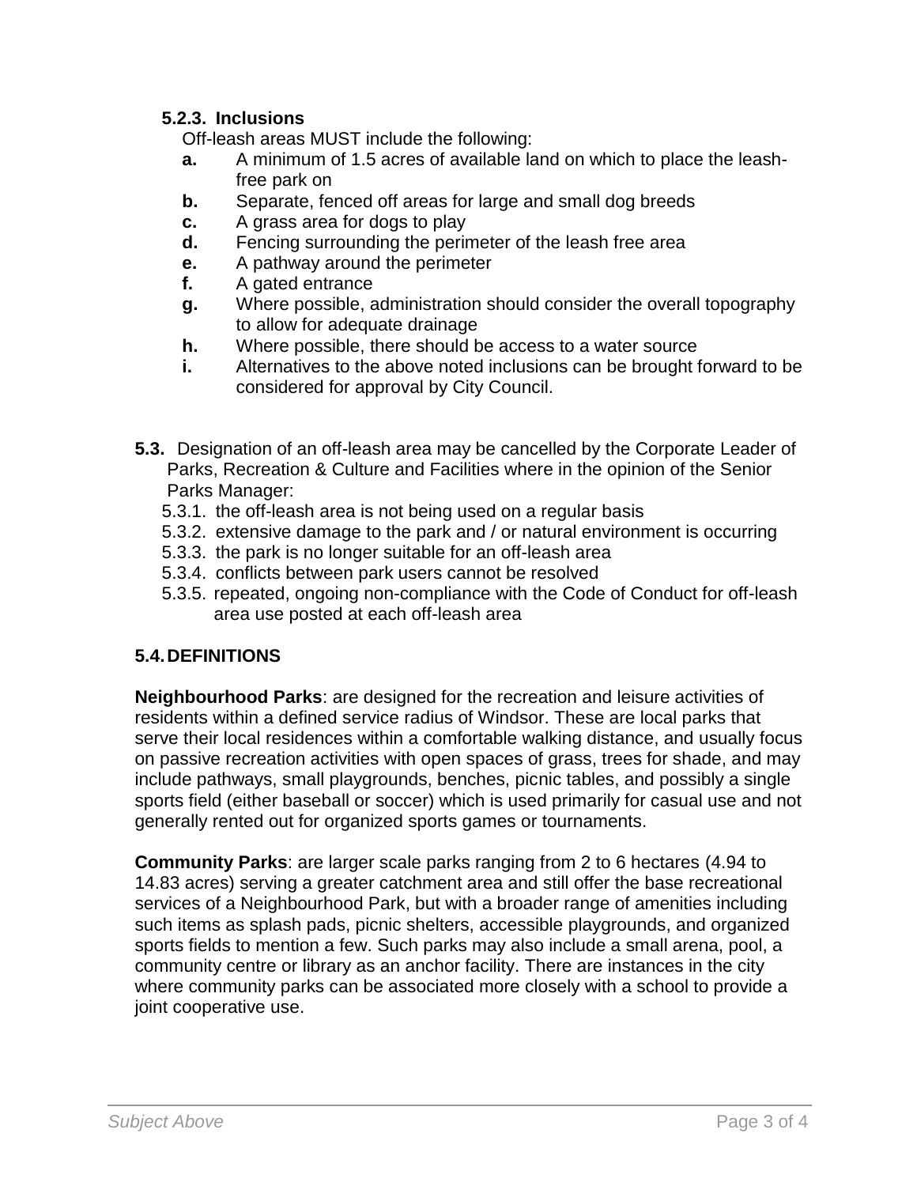### 5.2.3. Inclusions

Off-leash areas MUST include the following:

- **a.** A minimum of 1.5 acres of available land on which to place the leash-free park on
- **b.** Separate, fenced off areas for large and small dog breeds
- **c.** A grass area for dogs to play
- **d.** Fencing surrounding the perimeter of the leash free area
- **e.** A pathway around the perimeter
- **f.** A gated entrance
- **g.** Where possible, administration should consider the overall topography to allow for adequate drainage
- **h.** Where possible, there should be access to a water source
- **i.** Alternatives to the above noted inclusions can be brought forward to be considered for approval by City Council.

**5.3.** Designation of an off-leash area may be cancelled by the Corporate Leader of Parks, Recreation & Culture and Facilities where in the opinion of the Senior Parks Manager:

- 5.3.1. the off-leash area is not being used on a regular basis
- 5.3.2. extensive damage to the park and / or natural environment is occurring
- 5.3.3. the park is no longer suitable for an off-leash area
- 5.3.4. conflicts between park users cannot be resolved
- 5.3.5. repeated, ongoing non-compliance with the Code of Conduct for off-leash area use posted at each off-leash area

## 5.4. DEFINITIONS

**Neighbourhood Parks**: are designed for the recreation and leisure activities of residents within a defined service radius of Windsor. These are local parks that serve their local residences within a comfortable walking distance, and usually focus on passive recreation activities with open spaces of grass, trees for shade, and may include pathways, small playgrounds, benches, picnic tables, and possibly a single sports field (either baseball or soccer) which is used primarily for casual use and not generally rented out for organized sports games or tournaments.

**Community Parks**: are larger scale parks ranging from 2 to 6 hectares (4.94 to 14.83 acres) serving a greater catchment area and still offer the base recreational services of a Neighbourhood Park, but with a broader range of amenities including such items as splash pads, picnic shelters, accessible playgrounds, and organized sports fields to mention a few. Such parks may also include a small arena, pool, a community centre or library as an anchor facility. There are instances in the city where community parks can be associated more closely with a school to provide a joint cooperative use.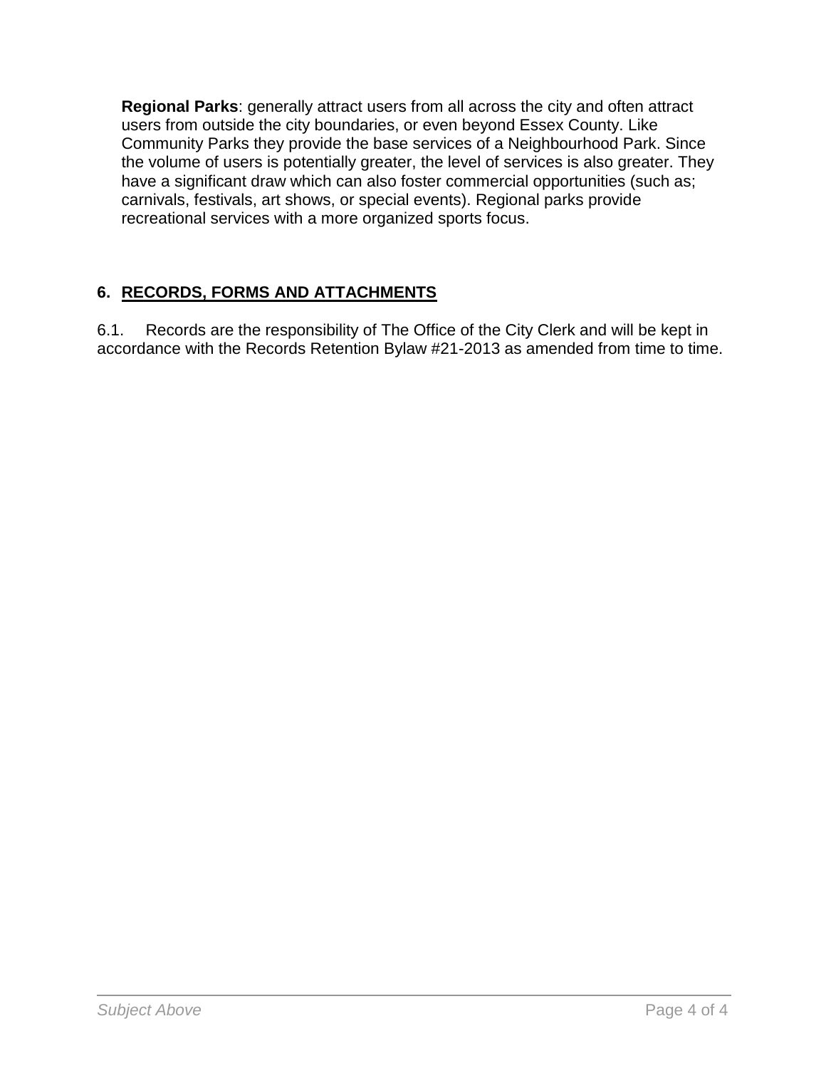**Regional Parks**: generally attract users from all across the city and often attract users from outside the city boundaries, or even beyond Essex County. Like Community Parks they provide the base services of a Neighbourhood Park. Since the volume of users is potentially greater, the level of services is also greater. They have a significant draw which can also foster commercial opportunities (such as; carnivals, festivals, art shows, or special events). Regional parks provide recreational services with a more organized sports focus.

## 6. RECORDS, FORMS AND ATTACHMENTS

6.1. Records are the responsibility of The Office of the City Clerk and will be kept in accordance with the Records Retention Bylaw #21-2013 as amended from time to time.